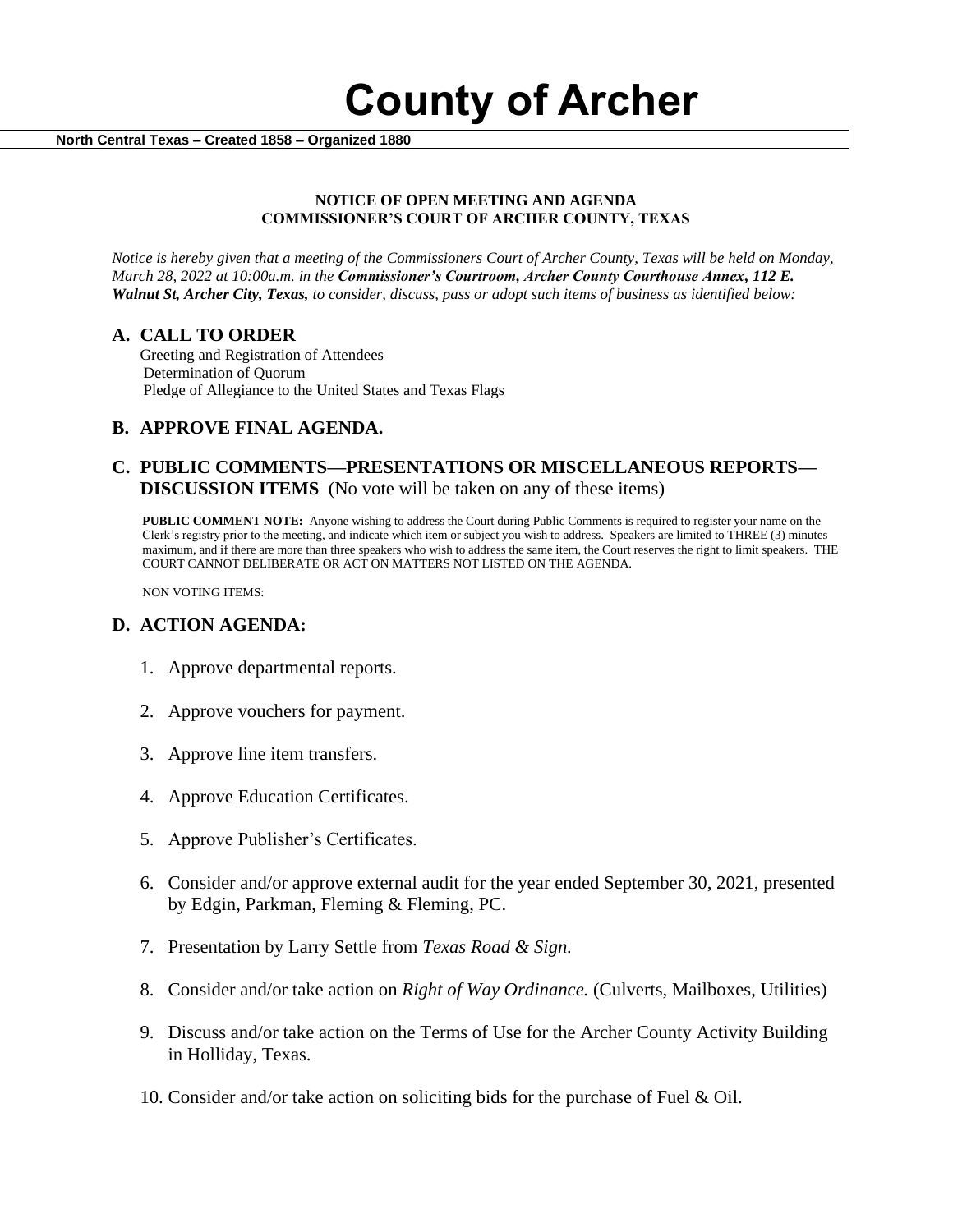# County of Archer

**North Central Texas – Created 1858 – Organized 1880**

**NOTICE OF OPEN MEETING AND AGENDA**
**COMMISSIONER'S COURT OF ARCHER COUNTY, TEXAS**

*Notice is hereby given that a meeting of the Commissioners Court of Archer County, Texas will be held on Monday, March 28, 2022 at 10:00a.m. in the* ***Commissioner's Courtroom, Archer County Courthouse Annex, 112 E. Walnut St, Archer City, Texas,*** *to consider, discuss, pass or adopt such items of business as identified below:*

## A. CALL TO ORDER

Greeting and Registration of Attendees
Determination of Quorum
Pledge of Allegiance to the United States and Texas Flags

## B. APPROVE FINAL AGENDA.

## C. PUBLIC COMMENTS—PRESENTATIONS OR MISCELLANEOUS REPORTS—DISCUSSION ITEMS (No vote will be taken on any of these items)

**PUBLIC COMMENT NOTE:** Anyone wishing to address the Court during Public Comments is required to register your name on the Clerk's registry prior to the meeting, and indicate which item or subject you wish to address. Speakers are limited to THREE (3) minutes maximum, and if there are more than three speakers who wish to address the same item, the Court reserves the right to limit speakers. THE COURT CANNOT DELIBERATE OR ACT ON MATTERS NOT LISTED ON THE AGENDA.

NON VOTING ITEMS:

## D. ACTION AGENDA:

1. Approve departmental reports.
2. Approve vouchers for payment.
3. Approve line item transfers.
4. Approve Education Certificates.
5. Approve Publisher's Certificates.
6. Consider and/or approve external audit for the year ended September 30, 2021, presented by Edgin, Parkman, Fleming & Fleming, PC.
7. Presentation by Larry Settle from *Texas Road & Sign.*
8. Consider and/or take action on *Right of Way Ordinance.* (Culverts, Mailboxes, Utilities)
9. Discuss and/or take action on the Terms of Use for the Archer County Activity Building in Holliday, Texas.
10. Consider and/or take action on soliciting bids for the purchase of Fuel & Oil.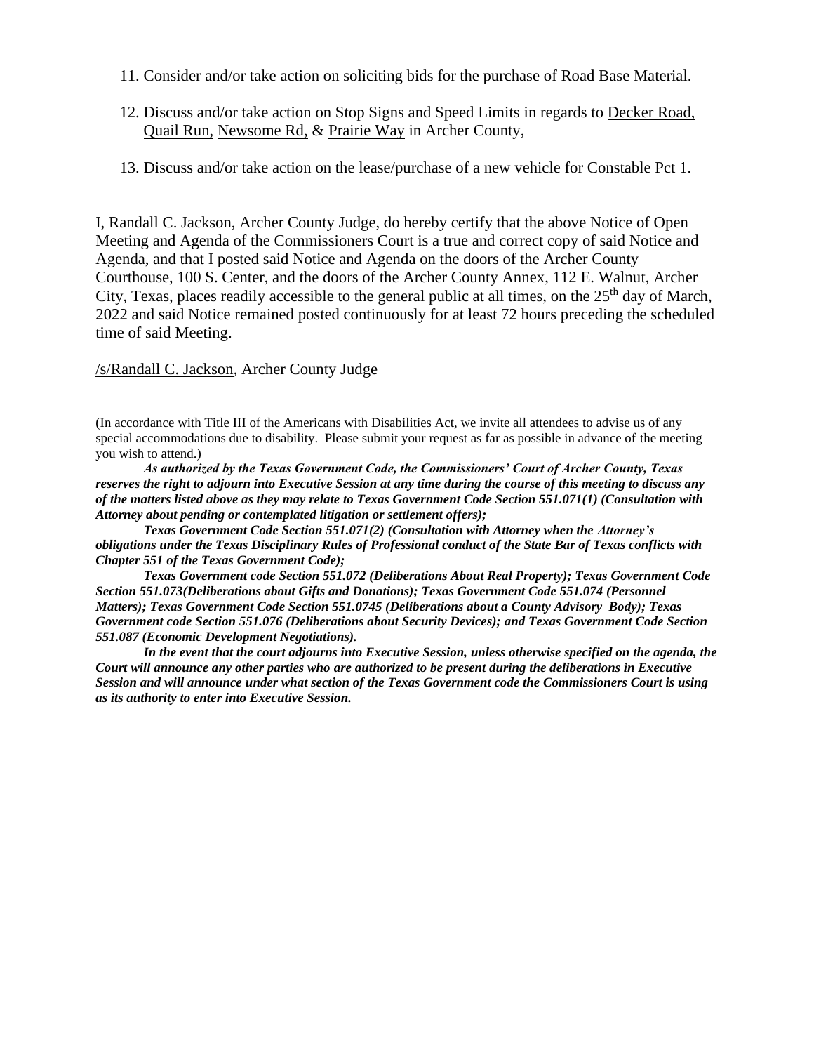11. Consider and/or take action on soliciting bids for the purchase of Road Base Material.

12. Discuss and/or take action on Stop Signs and Speed Limits in regards to Decker Road, Quail Run, Newsome Rd, & Prairie Way in Archer County,

13. Discuss and/or take action on the lease/purchase of a new vehicle for Constable Pct 1.

I, Randall C. Jackson, Archer County Judge, do hereby certify that the above Notice of Open Meeting and Agenda of the Commissioners Court is a true and correct copy of said Notice and Agenda, and that I posted said Notice and Agenda on the doors of the Archer County Courthouse, 100 S. Center, and the doors of the Archer County Annex, 112 E. Walnut, Archer City, Texas, places readily accessible to the general public at all times, on the 25th day of March, 2022 and said Notice remained posted continuously for at least 72 hours preceding the scheduled time of said Meeting.

/s/Randall C. Jackson, Archer County Judge

(In accordance with Title III of the Americans with Disabilities Act, we invite all attendees to advise us of any special accommodations due to disability. Please submit your request as far as possible in advance of the meeting you wish to attend.)

***As authorized by the Texas Government Code, the Commissioners' Court of Archer County, Texas reserves the right to adjourn into Executive Session at any time during the course of this meeting to discuss any of the matters listed above as they may relate to Texas Government Code Section 551.071(1) (Consultation with Attorney about pending or contemplated litigation or settlement offers);***

***Texas Government Code Section 551.071(2) (Consultation with Attorney when the Attorney's obligations under the Texas Disciplinary Rules of Professional conduct of the State Bar of Texas conflicts with Chapter 551 of the Texas Government Code);***

***Texas Government code Section 551.072 (Deliberations About Real Property); Texas Government Code Section 551.073(Deliberations about Gifts and Donations); Texas Government Code 551.074 (Personnel Matters); Texas Government Code Section 551.0745 (Deliberations about a County Advisory Body); Texas Government code Section 551.076 (Deliberations about Security Devices); and Texas Government Code Section 551.087 (Economic Development Negotiations).***

***In the event that the court adjourns into Executive Session, unless otherwise specified on the agenda, the Court will announce any other parties who are authorized to be present during the deliberations in Executive Session and will announce under what section of the Texas Government code the Commissioners Court is using as its authority to enter into Executive Session.***